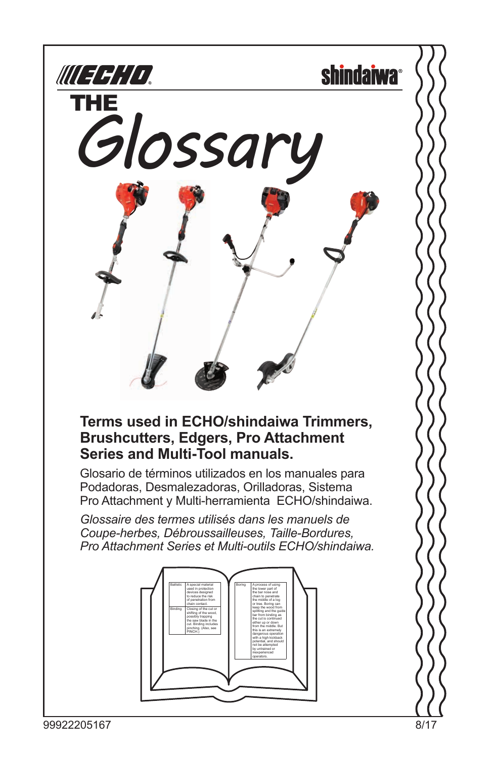ECHO

shindaiwa

# THE Glossary

**Terms used in ECHO/shindaiwa Trimmers, Brushcutters, Edgers, Pro Attachment Series and Multi-Tool manuals.**

Glosario de términos utilizados en los manuales para Podadoras, Desmalezadoras, Orilladoras, Sistema Pro Attachment y Multi-herramienta ECHO/shindaiwa.

*Glossaire des termes utilisés dans les manuels de Coupe-herbes, Débroussailleuses, Taille-Bordures, Pro Attachment Series et Multi-outils ECHO/shindaiwa.*

99922205167

8/17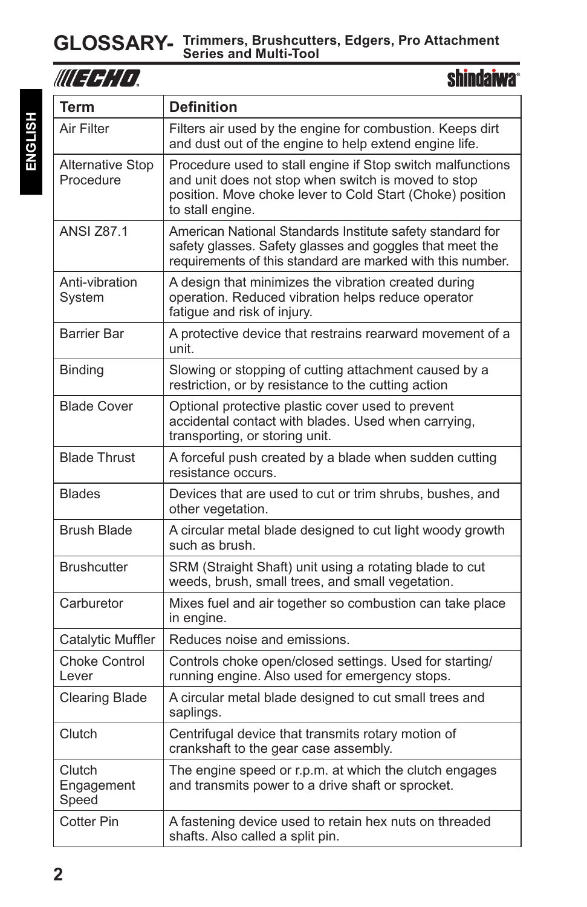# GLOSSARY- Trimmers, Brushcutters, Edgers, Pro Attachment Series and Multi-Tool

ECHO shindaiwa

| Term | Definition |
|---|---|
| Air Filter | Filters air used by the engine for combustion. Keeps dirt and dust out of the engine to help extend engine life. |
| Alternative Stop Procedure | Procedure used to stall engine if Stop switch malfunctions and unit does not stop when switch is moved to stop position. Move choke lever to Cold Start (Choke) position to stall engine. |
| ANSI Z87.1 | American National Standards Institute safety standard for safety glasses. Safety glasses and goggles that meet the requirements of this standard are marked with this number. |
| Anti-vibration System | A design that minimizes the vibration created during operation. Reduced vibration helps reduce operator fatigue and risk of injury. |
| Barrier Bar | A protective device that restrains rearward movement of a unit. |
| Binding | Slowing or stopping of cutting attachment caused by a restriction, or by resistance to the cutting action |
| Blade Cover | Optional protective plastic cover used to prevent accidental contact with blades. Used when carrying, transporting, or storing unit. |
| Blade Thrust | A forceful push created by a blade when sudden cutting resistance occurs. |
| Blades | Devices that are used to cut or trim shrubs, bushes, and other vegetation. |
| Brush Blade | A circular metal blade designed to cut light woody growth such as brush. |
| Brushcutter | SRM (Straight Shaft) unit using a rotating blade to cut weeds, brush, small trees, and small vegetation. |
| Carburetor | Mixes fuel and air together so combustion can take place in engine. |
| Catalytic Muffler | Reduces noise and emissions. |
| Choke Control Lever | Controls choke open/closed settings. Used for starting/running engine. Also used for emergency stops. |
| Clearing Blade | A circular metal blade designed to cut small trees and saplings. |
| Clutch | Centrifugal device that transmits rotary motion of crankshaft to the gear case assembly. |
| Clutch Engagement Speed | The engine speed or r.p.m. at which the clutch engages and transmits power to a drive shaft or sprocket. |
| Cotter Pin | A fastening device used to retain hex nuts on threaded shafts. Also called a split pin. |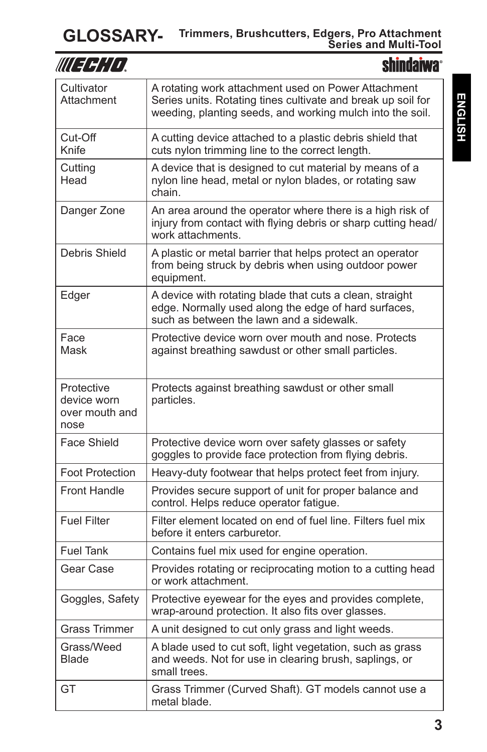# GLOSSARY- Trimmers, Brushcutters, Edgers, Pro Attachment Series and Multi-Tool

| | |
|---|---|
| Cultivator Attachment | A rotating work attachment used on Power Attachment Series units. Rotating tines cultivate and break up soil for weeding, planting seeds, and working mulch into the soil. |
| Cut-Off Knife | A cutting device attached to a plastic debris shield that cuts nylon trimming line to the correct length. |
| Cutting Head | A device that is designed to cut material by means of a nylon line head, metal or nylon blades, or rotating saw chain. |
| Danger Zone | An area around the operator where there is a high risk of injury from contact with flying debris or sharp cutting head/ work attachments. |
| Debris Shield | A plastic or metal barrier that helps protect an operator from being struck by debris when using outdoor power equipment. |
| Edger | A device with rotating blade that cuts a clean, straight edge. Normally used along the edge of hard surfaces, such as between the lawn and a sidewalk. |
| Face Mask | Protective device worn over mouth and nose. Protects against breathing sawdust or other small particles. |
| Protective device worn over mouth and nose | Protects against breathing sawdust or other small particles. |
| Face Shield | Protective device worn over safety glasses or safety goggles to provide face protection from flying debris. |
| Foot Protection | Heavy-duty footwear that helps protect feet from injury. |
| Front Handle | Provides secure support of unit for proper balance and control. Helps reduce operator fatigue. |
| Fuel Filter | Filter element located on end of fuel line. Filters fuel mix before it enters carburetor. |
| Fuel Tank | Contains fuel mix used for engine operation. |
| Gear Case | Provides rotating or reciprocating motion to a cutting head or work attachment. |
| Goggles, Safety | Protective eyewear for the eyes and provides complete, wrap-around protection. It also fits over glasses. |
| Grass Trimmer | A unit designed to cut only grass and light weeds. |
| Grass/Weed Blade | A blade used to cut soft, light vegetation, such as grass and weeds. Not for use in clearing brush, saplings, or small trees. |
| GT | Grass Trimmer (Curved Shaft). GT models cannot use a metal blade. |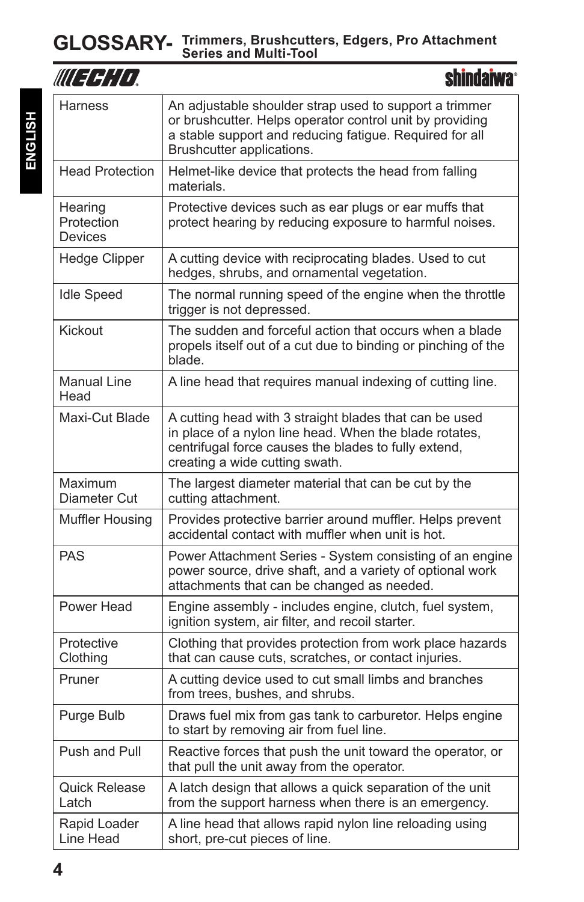# GLOSSARY- Trimmers, Brushcutters, Edgers, Pro Attachment Series and Multi-Tool

| | |
|---|---|
| Harness | An adjustable shoulder strap used to support a trimmer or brushcutter. Helps operator control unit by providing a stable support and reducing fatigue. Required for all Brushcutter applications. |
| Head Protection | Helmet-like device that protects the head from falling materials. |
| Hearing Protection Devices | Protective devices such as ear plugs or ear muffs that protect hearing by reducing exposure to harmful noises. |
| Hedge Clipper | A cutting device with reciprocating blades. Used to cut hedges, shrubs, and ornamental vegetation. |
| Idle Speed | The normal running speed of the engine when the throttle trigger is not depressed. |
| Kickout | The sudden and forceful action that occurs when a blade propels itself out of a cut due to binding or pinching of the blade. |
| Manual Line Head | A line head that requires manual indexing of cutting line. |
| Maxi-Cut Blade | A cutting head with 3 straight blades that can be used in place of a nylon line head. When the blade rotates, centrifugal force causes the blades to fully extend, creating a wide cutting swath. |
| Maximum Diameter Cut | The largest diameter material that can be cut by the cutting attachment. |
| Muffler Housing | Provides protective barrier around muffler. Helps prevent accidental contact with muffler when unit is hot. |
| PAS | Power Attachment Series - System consisting of an engine power source, drive shaft, and a variety of optional work attachments that can be changed as needed. |
| Power Head | Engine assembly - includes engine, clutch, fuel system, ignition system, air filter, and recoil starter. |
| Protective Clothing | Clothing that provides protection from work place hazards that can cause cuts, scratches, or contact injuries. |
| Pruner | A cutting device used to cut small limbs and branches from trees, bushes, and shrubs. |
| Purge Bulb | Draws fuel mix from gas tank to carburetor. Helps engine to start by removing air from fuel line. |
| Push and Pull | Reactive forces that push the unit toward the operator, or that pull the unit away from the operator. |
| Quick Release Latch | A latch design that allows a quick separation of the unit from the support harness when there is an emergency. |
| Rapid Loader Line Head | A line head that allows rapid nylon line reloading using short, pre-cut pieces of line. |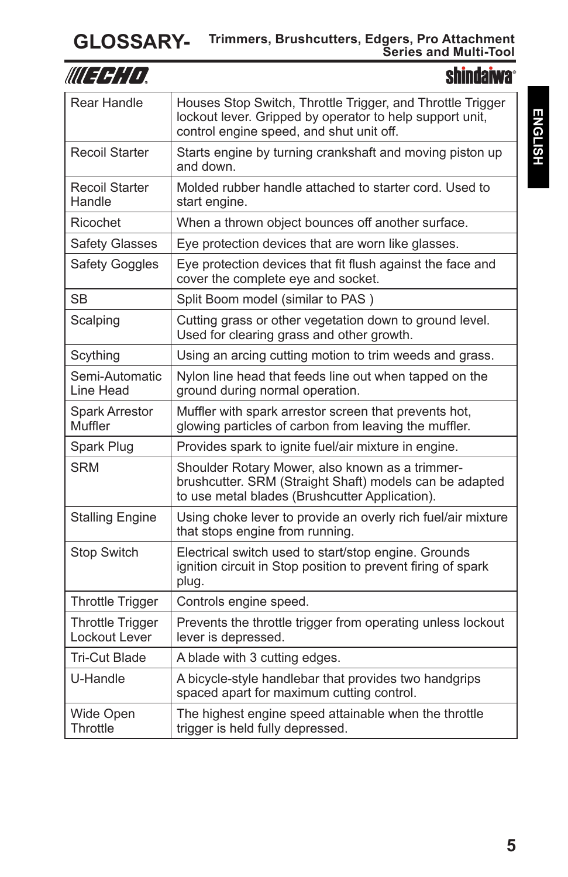# GLOSSARY- Trimmers, Brushcutters, Edgers, Pro Attachment Series and Multi-Tool

| | |
|---|---|
| Rear Handle | Houses Stop Switch, Throttle Trigger, and Throttle Trigger lockout lever. Gripped by operator to help support unit, control engine speed, and shut unit off. |
| Recoil Starter | Starts engine by turning crankshaft and moving piston up and down. |
| Recoil Starter Handle | Molded rubber handle attached to starter cord. Used to start engine. |
| Ricochet | When a thrown object bounces off another surface. |
| Safety Glasses | Eye protection devices that are worn like glasses. |
| Safety Goggles | Eye protection devices that fit flush against the face and cover the complete eye and socket. |
| SB | Split Boom model (similar to PAS ) |
| Scalping | Cutting grass or other vegetation down to ground level. Used for clearing grass and other growth. |
| Scything | Using an arcing cutting motion to trim weeds and grass. |
| Semi-Automatic Line Head | Nylon line head that feeds line out when tapped on the ground during normal operation. |
| Spark Arrestor Muffler | Muffler with spark arrestor screen that prevents hot, glowing particles of carbon from leaving the muffler. |
| Spark Plug | Provides spark to ignite fuel/air mixture in engine. |
| SRM | Shoulder Rotary Mower, also known as a trimmer-brushcutter. SRM (Straight Shaft) models can be adapted to use metal blades (Brushcutter Application). |
| Stalling Engine | Using choke lever to provide an overly rich fuel/air mixture that stops engine from running. |
| Stop Switch | Electrical switch used to start/stop engine. Grounds ignition circuit in Stop position to prevent firing of spark plug. |
| Throttle Trigger | Controls engine speed. |
| Throttle Trigger Lockout Lever | Prevents the throttle trigger from operating unless lockout lever is depressed. |
| Tri-Cut Blade | A blade with 3 cutting edges. |
| U-Handle | A bicycle-style handlebar that provides two handgrips spaced apart for maximum cutting control. |
| Wide Open Throttle | The highest engine speed attainable when the throttle trigger is held fully depressed. |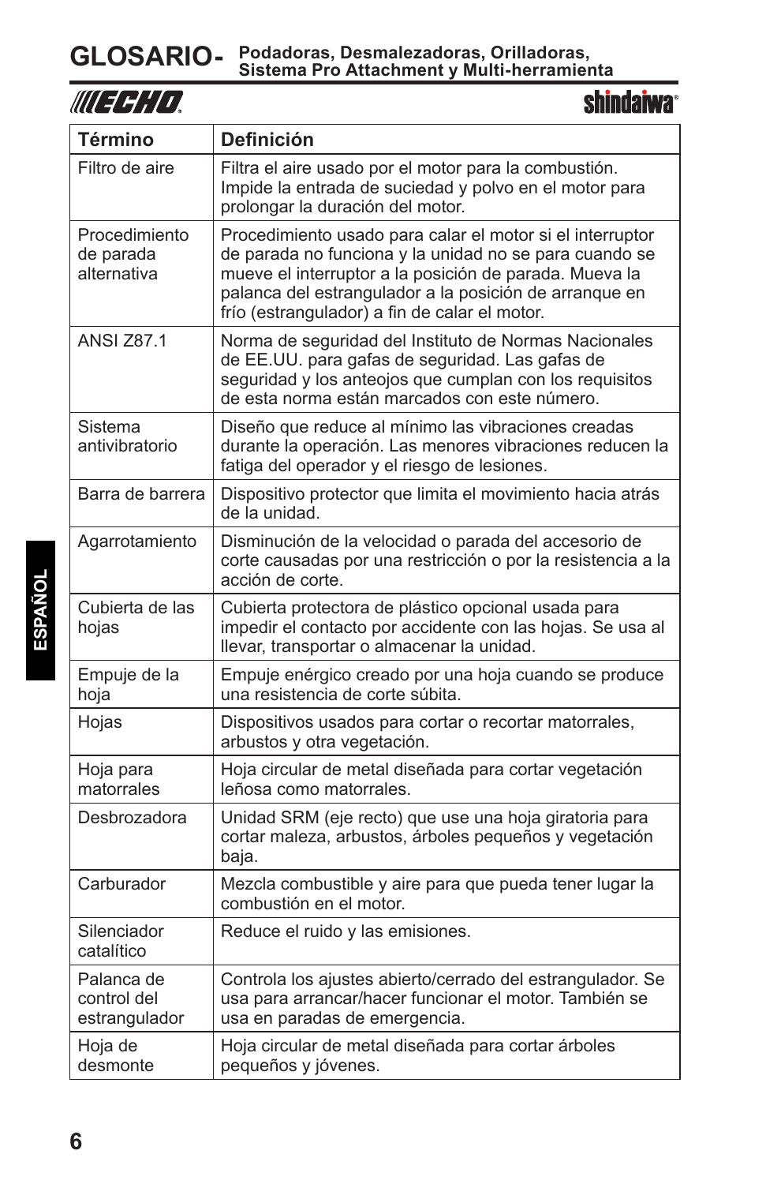# GLOSARIO- Podadoras, Desmalezadoras, Orilladoras, Sistema Pro Attachment y Multi-herramienta

| Término | Definición |
|---|---|
| Filtro de aire | Filtra el aire usado por el motor para la combustión. Impide la entrada de suciedad y polvo en el motor para prolongar la duración del motor. |
| Procedimiento de parada alternativa | Procedimiento usado para calar el motor si el interruptor de parada no funciona y la unidad no se para cuando se mueve el interruptor a la posición de parada. Mueva la palanca del estrangulador a la posición de arranque en frío (estrangulador) a fin de calar el motor. |
| ANSI Z87.1 | Norma de seguridad del Instituto de Normas Nacionales de EE.UU. para gafas de seguridad. Las gafas de seguridad y los anteojos que cumplan con los requisitos de esta norma están marcados con este número. |
| Sistema antivibratorio | Diseño que reduce al mínimo las vibraciones creadas durante la operación. Las menores vibraciones reducen la fatiga del operador y el riesgo de lesiones. |
| Barra de barrera | Dispositivo protector que limita el movimiento hacia atrás de la unidad. |
| Agarrotamiento | Disminución de la velocidad o parada del accesorio de corte causadas por una restricción o por la resistencia a la acción de corte. |
| Cubierta de las hojas | Cubierta protectora de plástico opcional usada para impedir el contacto por accidente con las hojas. Se usa al llevar, transportar o almacenar la unidad. |
| Empuje de la hoja | Empuje enérgico creado por una hoja cuando se produce una resistencia de corte súbita. |
| Hojas | Dispositivos usados para cortar o recortar matorrales, arbustos y otra vegetación. |
| Hoja para matorrales | Hoja circular de metal diseñada para cortar vegetación leñosa como matorrales. |
| Desbrozadora | Unidad SRM (eje recto) que use una hoja giratoria para cortar maleza, arbustos, árboles pequeños y vegetación baja. |
| Carburador | Mezcla combustible y aire para que pueda tener lugar la combustión en el motor. |
| Silenciador catalítico | Reduce el ruido y las emisiones. |
| Palanca de control del estrangulador | Controla los ajustes abierto/cerrado del estrangulador. Se usa para arrancar/hacer funcionar el motor. También se usa en paradas de emergencia. |
| Hoja de desmonte | Hoja circular de metal diseñada para cortar árboles pequeños y jóvenes. |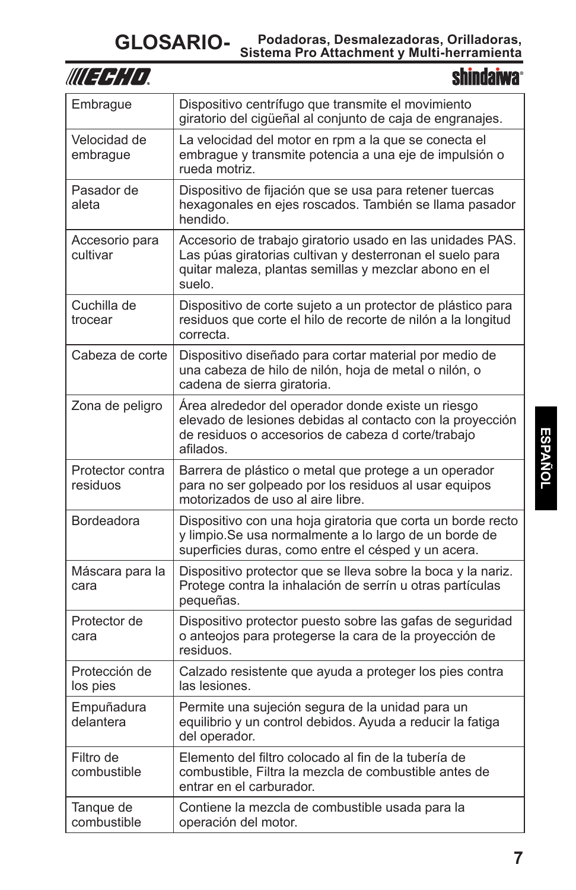# GLOSARIO- Podadoras, Desmalezadoras, Orilladoras, Sistema Pro Attachment y Multi-herramienta

| | |
|---|---|
| Embrague | Dispositivo centrífugo que transmite el movimiento giratorio del cigüeñal al conjunto de caja de engranajes. |
| Velocidad de embrague | La velocidad del motor en rpm a la que se conecta el embrague y transmite potencia a una eje de impulsión o rueda motriz. |
| Pasador de aleta | Dispositivo de fijación que se usa para retener tuercas hexagonales en ejes roscados. También se llama pasador hendido. |
| Accesorio para cultivar | Accesorio de trabajo giratorio usado en las unidades PAS. Las púas giratorias cultivan y desterronan el suelo para quitar maleza, plantas semillas y mezclar abono en el suelo. |
| Cuchilla de trocear | Dispositivo de corte sujeto a un protector de plástico para residuos que corte el hilo de recorte de nilón a la longitud correcta. |
| Cabeza de corte | Dispositivo diseñado para cortar material por medio de una cabeza de hilo de nilón, hoja de metal o nilón, o cadena de sierra giratoria. |
| Zona de peligro | Área alrededor del operador donde existe un riesgo elevado de lesiones debidas al contacto con la proyección de residuos o accesorios de cabeza d corte/trabajo afilados. |
| Protector contra residuos | Barrera de plástico o metal que protege a un operador para no ser golpeado por los residuos al usar equipos motorizados de uso al aire libre. |
| Bordeadora | Dispositivo con una hoja giratoria que corta un borde recto y limpio.Se usa normalmente a lo largo de un borde de superficies duras, como entre el césped y un acera. |
| Máscara para la cara | Dispositivo protector que se lleva sobre la boca y la nariz. Protege contra la inhalación de serrín u otras partículas pequeñas. |
| Protector de cara | Dispositivo protector puesto sobre las gafas de seguridad o anteojos para protegerse la cara de la proyección de residuos. |
| Protección de los pies | Calzado resistente que ayuda a proteger los pies contra las lesiones. |
| Empuñadura delantera | Permite una sujeción segura de la unidad para un equilibrio y un control debidos. Ayuda a reducir la fatiga del operador. |
| Filtro de combustible | Elemento del filtro colocado al fin de la tubería de combustible, Filtra la mezcla de combustible antes de entrar en el carburador. |
| Tanque de combustible | Contiene la mezcla de combustible usada para la operación del motor. |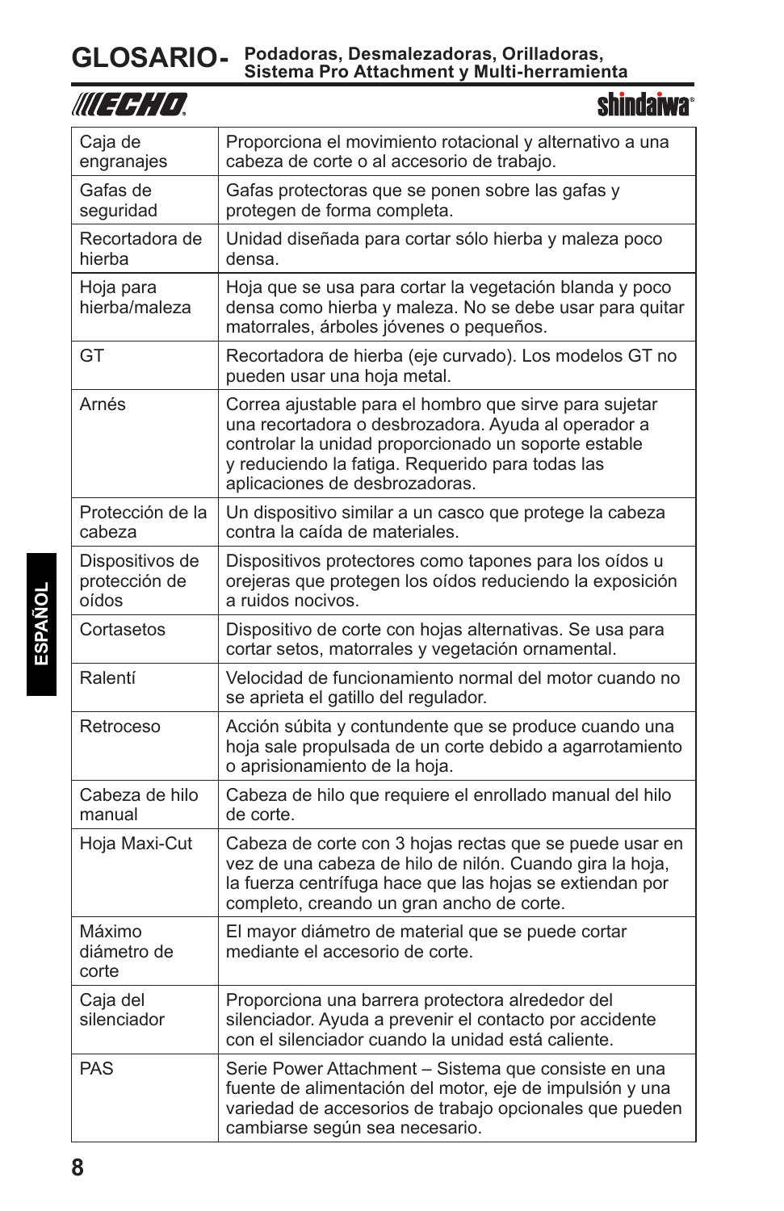# GLOSARIO- Podadoras, Desmalezadoras, Orilladoras, Sistema Pro Attachment y Multi-herramienta

| Caja de engranajes | Proporciona el movimiento rotacional y alternativo a una cabeza de corte o al accesorio de trabajo. |
|---|---|
| Gafas de seguridad | Gafas protectoras que se ponen sobre las gafas y protegen de forma completa. |
| Recortadora de hierba | Unidad diseñada para cortar sólo hierba y maleza poco densa. |
| Hoja para hierba/maleza | Hoja que se usa para cortar la vegetación blanda y poco densa como hierba y maleza. No se debe usar para quitar matorrales, árboles jóvenes o pequeños. |
| GT | Recortadora de hierba (eje curvado). Los modelos GT no pueden usar una hoja metal. |
| Arnés | Correa ajustable para el hombro que sirve para sujetar una recortadora o desbrozadora. Ayuda al operador a controlar la unidad proporcionado un soporte estable y reduciendo la fatiga. Requerido para todas las aplicaciones de desbrozadoras. |
| Protección de la cabeza | Un dispositivo similar a un casco que protege la cabeza contra la caída de materiales. |
| Dispositivos de protección de oídos | Dispositivos protectores como tapones para los oídos u orejeras que protegen los oídos reduciendo la exposición a ruidos nocivos. |
| Cortasetos | Dispositivo de corte con hojas alternativas. Se usa para cortar setos, matorrales y vegetación ornamental. |
| Ralentí | Velocidad de funcionamiento normal del motor cuando no se aprieta el gatillo del regulador. |
| Retroceso | Acción súbita y contundente que se produce cuando una hoja sale propulsada de un corte debido a agarrotamiento o aprisionamiento de la hoja. |
| Cabeza de hilo manual | Cabeza de hilo que requiere el enrollado manual del hilo de corte. |
| Hoja Maxi-Cut | Cabeza de corte con 3 hojas rectas que se puede usar en vez de una cabeza de hilo de nilón. Cuando gira la hoja, la fuerza centrífuga hace que las hojas se extiendan por completo, creando un gran ancho de corte. |
| Máximo diámetro de corte | El mayor diámetro de material que se puede cortar mediante el accesorio de corte. |
| Caja del silenciador | Proporciona una barrera protectora alrededor del silenciador. Ayuda a prevenir el contacto por accidente con el silenciador cuando la unidad está caliente. |
| PAS | Serie Power Attachment – Sistema que consiste en una fuente de alimentación del motor, eje de impulsión y una variedad de accesorios de trabajo opcionales que pueden cambiarse según sea necesario. |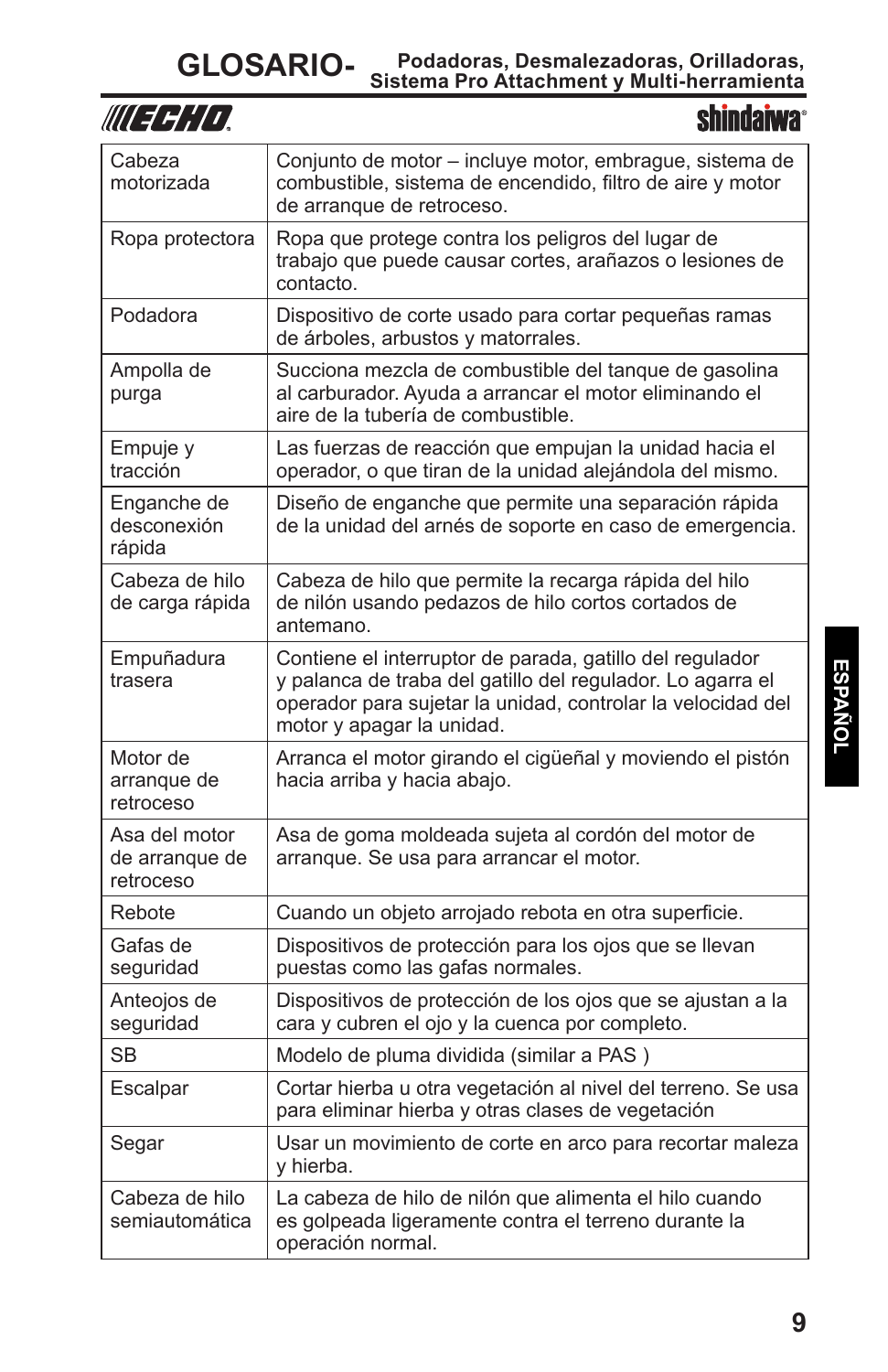# GLOSARIO- Podadoras, Desmalezadoras, Orilladoras, Sistema Pro Attachment y Multi-herramienta

| | |
|---|---|
| Cabeza motorizada | Conjunto de motor – incluye motor, embrague, sistema de combustible, sistema de encendido, filtro de aire y motor de arranque de retroceso. |
| Ropa protectora | Ropa que protege contra los peligros del lugar de trabajo que puede causar cortes, arañazos o lesiones de contacto. |
| Podadora | Dispositivo de corte usado para cortar pequeñas ramas de árboles, arbustos y matorrales. |
| Ampolla de purga | Succiona mezcla de combustible del tanque de gasolina al carburador. Ayuda a arrancar el motor eliminando el aire de la tubería de combustible. |
| Empuje y tracción | Las fuerzas de reacción que empujan la unidad hacia el operador, o que tiran de la unidad alejándola del mismo. |
| Enganche de desconexión rápida | Diseño de enganche que permite una separación rápida de la unidad del arnés de soporte en caso de emergencia. |
| Cabeza de hilo de carga rápida | Cabeza de hilo que permite la recarga rápida del hilo de nilón usando pedazos de hilo cortos cortados de antemano. |
| Empuñadura trasera | Contiene el interruptor de parada, gatillo del regulador y palanca de traba del gatillo del regulador. Lo agarra el operador para sujetar la unidad, controlar la velocidad del motor y apagar la unidad. |
| Motor de arranque de retroceso | Arranca el motor girando el cigüeñal y moviendo el pistón hacia arriba y hacia abajo. |
| Asa del motor de arranque de retroceso | Asa de goma moldeada sujeta al cordón del motor de arranque. Se usa para arrancar el motor. |
| Rebote | Cuando un objeto arrojado rebota en otra superficie. |
| Gafas de seguridad | Dispositivos de protección para los ojos que se llevan puestas como las gafas normales. |
| Anteojos de seguridad | Dispositivos de protección de los ojos que se ajustan a la cara y cubren el ojo y la cuenca por completo. |
| SB | Modelo de pluma dividida (similar a PAS ) |
| Escalpar | Cortar hierba u otra vegetación al nivel del terreno. Se usa para eliminar hierba y otras clases de vegetación |
| Segar | Usar un movimiento de corte en arco para recortar maleza y hierba. |
| Cabeza de hilo semiautomática | La cabeza de hilo de nilón que alimenta el hilo cuando es golpeada ligeramente contra el terreno durante la operación normal. |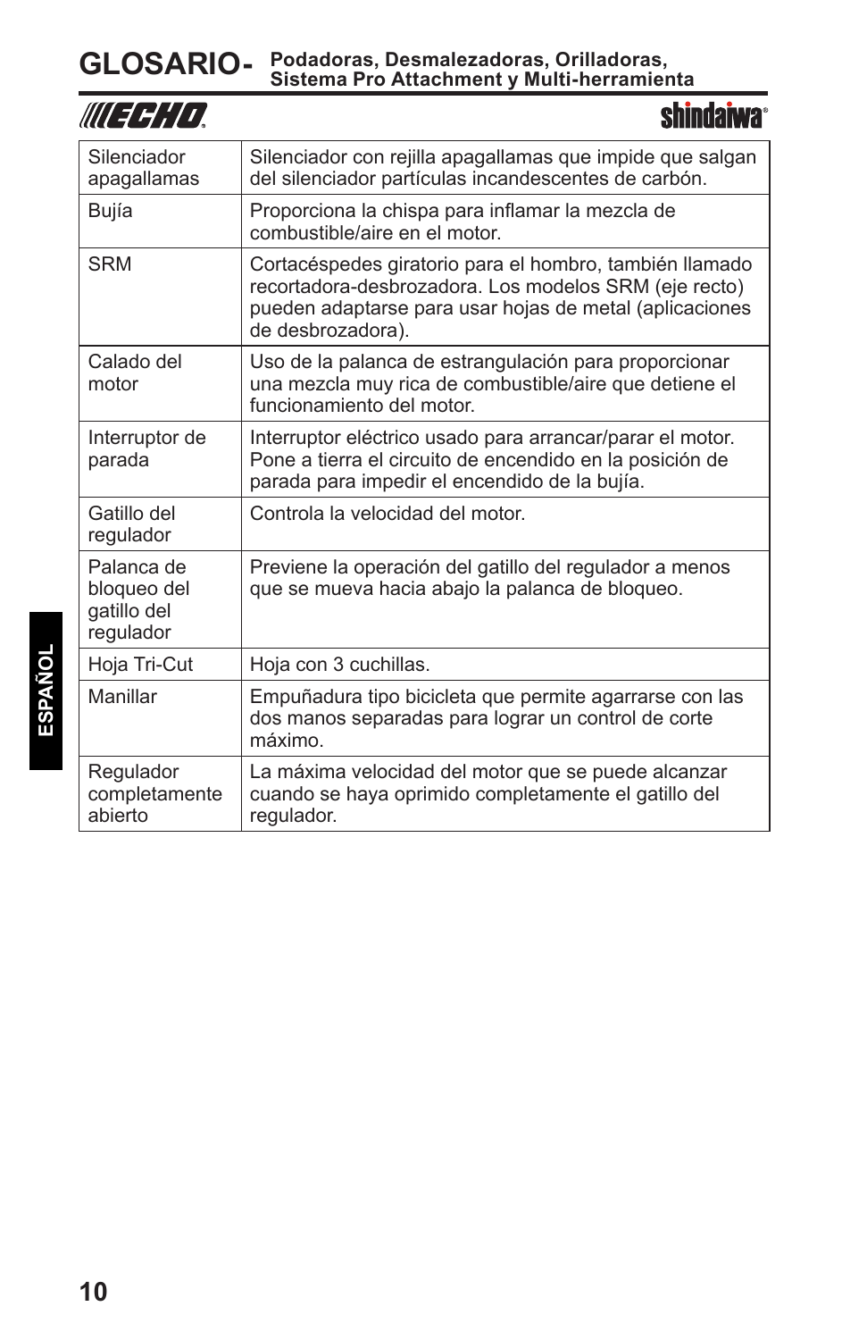# GLOSARIO- Podadoras, Desmalezadoras, Orilladoras, Sistema Pro Attachment y Multi-herramienta

| | |
|---|---|
| Silenciador apagallamas | Silenciador con rejilla apagallamas que impide que salgan del silenciador partículas incandescentes de carbón. |
| Bujía | Proporciona la chispa para inflamar la mezcla de combustible/aire en el motor. |
| SRM | Cortacéspedes giratorio para el hombro, también llamado recortadora-desbrozadora. Los modelos SRM (eje recto) pueden adaptarse para usar hojas de metal (aplicaciones de desbrozadora). |
| Calado del motor | Uso de la palanca de estrangulación para proporcionar una mezcla muy rica de combustible/aire que detiene el funcionamiento del motor. |
| Interruptor de parada | Interruptor eléctrico usado para arrancar/parar el motor. Pone a tierra el circuito de encendido en la posición de parada para impedir el encendido de la bujía. |
| Gatillo del regulador | Controla la velocidad del motor. |
| Palanca de bloqueo del gatillo del regulador | Previene la operación del gatillo del regulador a menos que se mueva hacia abajo la palanca de bloqueo. |
| Hoja Tri-Cut | Hoja con 3 cuchillas. |
| Manillar | Empuñadura tipo bicicleta que permite agarrarse con las dos manos separadas para lograr un control de corte máximo. |
| Regulador completamente abierto | La máxima velocidad del motor que se puede alcanzar cuando se haya oprimido completamente el gatillo del regulador. |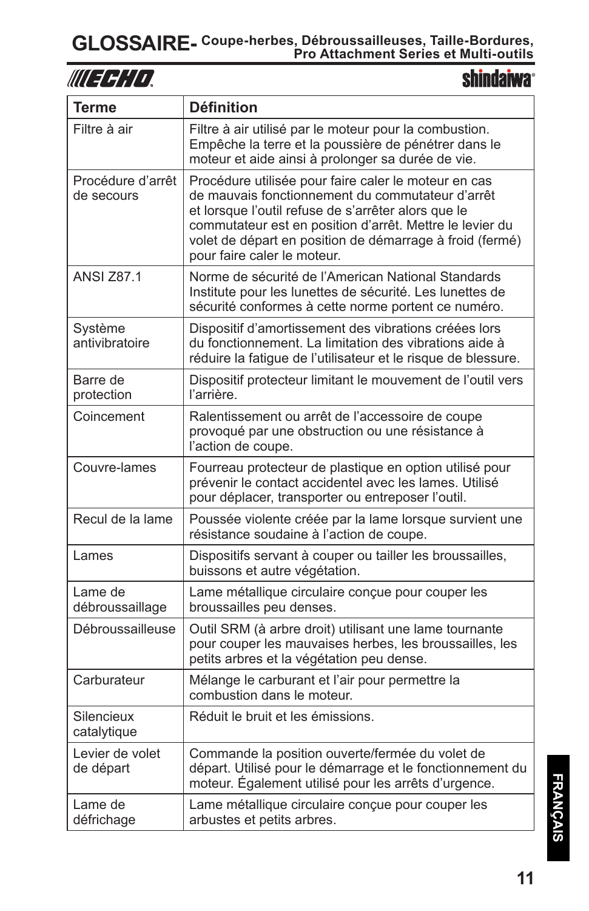# GLOSSAIRE- Coupe-herbes, Débroussailleuses, Taille-Bordures, Pro Attachment Series et Multi-outils

| Terme | Définition |
|---|---|
| Filtre à air | Filtre à air utilisé par le moteur pour la combustion. Empêche la terre et la poussière de pénétrer dans le moteur et aide ainsi à prolonger sa durée de vie. |
| Procédure d'arrêt de secours | Procédure utilisée pour faire caler le moteur en cas de mauvais fonctionnement du commutateur d'arrêt et lorsque l'outil refuse de s'arrêter alors que le commutateur est en position d'arrêt. Mettre le levier du volet de départ en position de démarrage à froid (fermé) pour faire caler le moteur. |
| ANSI Z87.1 | Norme de sécurité de l'American National Standards Institute pour les lunettes de sécurité. Les lunettes de sécurité conformes à cette norme portent ce numéro. |
| Système antivibratoire | Dispositif d'amortissement des vibrations créées lors du fonctionnement. La limitation des vibrations aide à réduire la fatigue de l'utilisateur et le risque de blessure. |
| Barre de protection | Dispositif protecteur limitant le mouvement de l'outil vers l'arrière. |
| Coincement | Ralentissement ou arrêt de l'accessoire de coupe provoqué par une obstruction ou une résistance à l'action de coupe. |
| Couvre-lames | Fourreau protecteur de plastique en option utilisé pour prévenir le contact accidentel avec les lames. Utilisé pour déplacer, transporter ou entreposer l'outil. |
| Recul de la lame | Poussée violente créée par la lame lorsque survient une résistance soudaine à l'action de coupe. |
| Lames | Dispositifs servant à couper ou tailler les broussailles, buissons et autre végétation. |
| Lame de débroussaillage | Lame métallique circulaire conçue pour couper les broussailles peu denses. |
| Débroussailleuse | Outil SRM (à arbre droit) utilisant une lame tournante pour couper les mauvaises herbes, les broussailles, les petits arbres et la végétation peu dense. |
| Carburateur | Mélange le carburant et l'air pour permettre la combustion dans le moteur. |
| Silencieux catalytique | Réduit le bruit et les émissions. |
| Levier de volet de départ | Commande la position ouverte/fermée du volet de départ. Utilisé pour le démarrage et le fonctionnement du moteur. Également utilisé pour les arrêts d'urgence. |
| Lame de défrichage | Lame métallique circulaire conçue pour couper les arbustes et petits arbres. |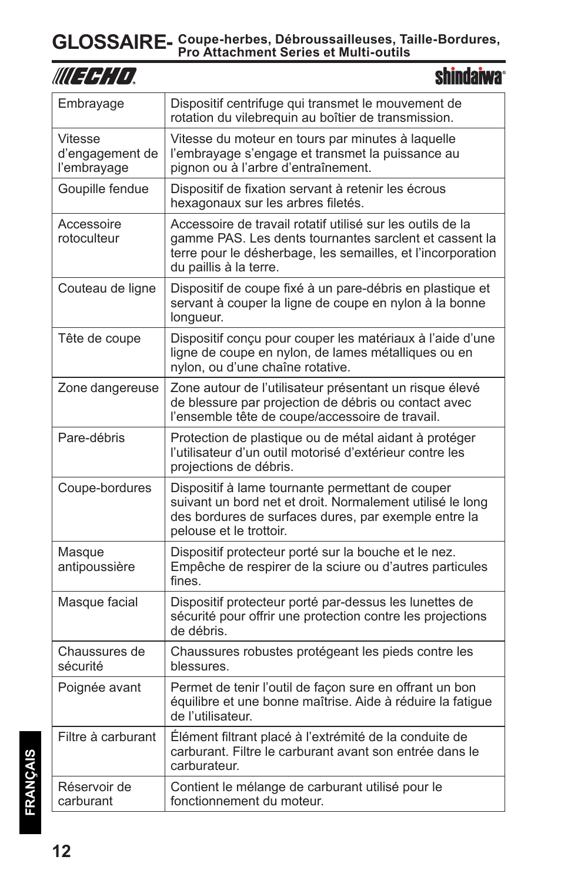# GLOSSAIRE- Coupe-herbes, Débroussailleuses, Taille-Bordures, Pro Attachment Series et Multi-outils

| Terme | Définition |
|---|---|
| Embrayage | Dispositif centrifuge qui transmet le mouvement de rotation du vilebrequin au boîtier de transmission. |
| Vitesse d'engagement de l'embrayage | Vitesse du moteur en tours par minutes à laquelle l'embrayage s'engage et transmet la puissance au pignon ou à l'arbre d'entraînement. |
| Goupille fendue | Dispositif de fixation servant à retenir les écrous hexagonaux sur les arbres filetés. |
| Accessoire rotoculteur | Accessoire de travail rotatif utilisé sur les outils de la gamme PAS. Les dents tournantes sarclent et cassent la terre pour le désherbage, les semailles, et l'incorporation du paillis à la terre. |
| Couteau de ligne | Dispositif de coupe fixé à un pare-débris en plastique et servant à couper la ligne de coupe en nylon à la bonne longueur. |
| Tête de coupe | Dispositif conçu pour couper les matériaux à l'aide d'une ligne de coupe en nylon, de lames métalliques ou en nylon, ou d'une chaîne rotative. |
| Zone dangereuse | Zone autour de l'utilisateur présentant un risque élevé de blessure par projection de débris ou contact avec l'ensemble tête de coupe/accessoire de travail. |
| Pare-débris | Protection de plastique ou de métal aidant à protéger l'utilisateur d'un outil motorisé d'extérieur contre les projections de débris. |
| Coupe-bordures | Dispositif à lame tournante permettant de couper suivant un bord net et droit. Normalement utilisé le long des bordures de surfaces dures, par exemple entre la pelouse et le trottoir. |
| Masque antipoussière | Dispositif protecteur porté sur la bouche et le nez. Empêche de respirer de la sciure ou d'autres particules fines. |
| Masque facial | Dispositif protecteur porté par-dessus les lunettes de sécurité pour offrir une protection contre les projections de débris. |
| Chaussures de sécurité | Chaussures robustes protégeant les pieds contre les blessures. |
| Poignée avant | Permet de tenir l'outil de façon sure en offrant un bon équilibre et une bonne maîtrise. Aide à réduire la fatigue de l'utilisateur. |
| Filtre à carburant | Élément filtrant placé à l'extrémité de la conduite de carburant. Filtre le carburant avant son entrée dans le carburateur. |
| Réservoir de carburant | Contient le mélange de carburant utilisé pour le fonctionnement du moteur. |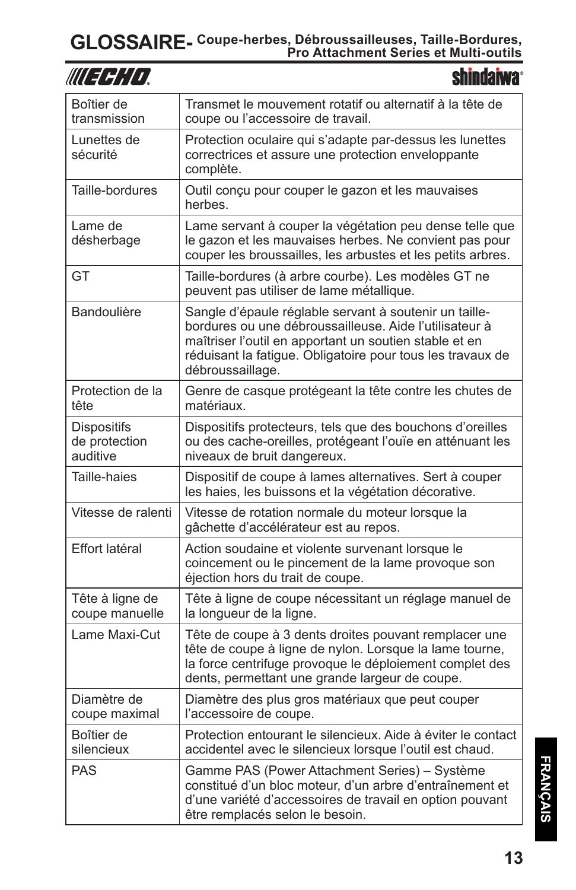# GLOSSAIRE- Coupe-herbes, Débroussailleuses, Taille-Bordures, Pro Attachment Series et Multi-outils

| Terme | Définition |
| --- | --- |
| Boîtier de transmission | Transmet le mouvement rotatif ou alternatif à la tête de coupe ou l'accessoire de travail. |
| Lunettes de sécurité | Protection oculaire qui s'adapte par-dessus les lunettes correctrices et assure une protection enveloppante complète. |
| Taille-bordures | Outil conçu pour couper le gazon et les mauvaises herbes. |
| Lame de désherbage | Lame servant à couper la végétation peu dense telle que le gazon et les mauvaises herbes. Ne convient pas pour couper les broussailles, les arbustes et les petits arbres. |
| GT | Taille-bordures (à arbre courbe). Les modèles GT ne peuvent pas utiliser de lame métallique. |
| Bandoulière | Sangle d'épaule réglable servant à soutenir un taille-bordures ou une débroussailleuse. Aide l'utilisateur à maîtriser l'outil en apportant un soutien stable et en réduisant la fatigue. Obligatoire pour tous les travaux de débroussaillage. |
| Protection de la tête | Genre de casque protégeant la tête contre les chutes de matériaux. |
| Dispositifs de protection auditive | Dispositifs protecteurs, tels que des bouchons d'oreilles ou des cache-oreilles, protégeant l'ouïe en atténuant les niveaux de bruit dangereux. |
| Taille-haies | Dispositif de coupe à lames alternatives. Sert à couper les haies, les buissons et la végétation décorative. |
| Vitesse de ralenti | Vitesse de rotation normale du moteur lorsque la gâchette d'accélérateur est au repos. |
| Effort latéral | Action soudaine et violente survenant lorsque le coincement ou le pincement de la lame provoque son éjection hors du trait de coupe. |
| Tête à ligne de coupe manuelle | Tête à ligne de coupe nécessitant un réglage manuel de la longueur de la ligne. |
| Lame Maxi-Cut | Tête de coupe à 3 dents droites pouvant remplacer une tête de coupe à ligne de nylon. Lorsque la lame tourne, la force centrifuge provoque le déploiement complet des dents, permettant une grande largeur de coupe. |
| Diamètre de coupe maximal | Diamètre des plus gros matériaux que peut couper l'accessoire de coupe. |
| Boîtier de silencieux | Protection entourant le silencieux. Aide à éviter le contact accidentel avec le silencieux lorsque l'outil est chaud. |
| PAS | Gamme PAS (Power Attachment Series) – Système constitué d'un bloc moteur, d'un arbre d'entraînement et d'une variété d'accessoires de travail en option pouvant être remplacés selon le besoin. |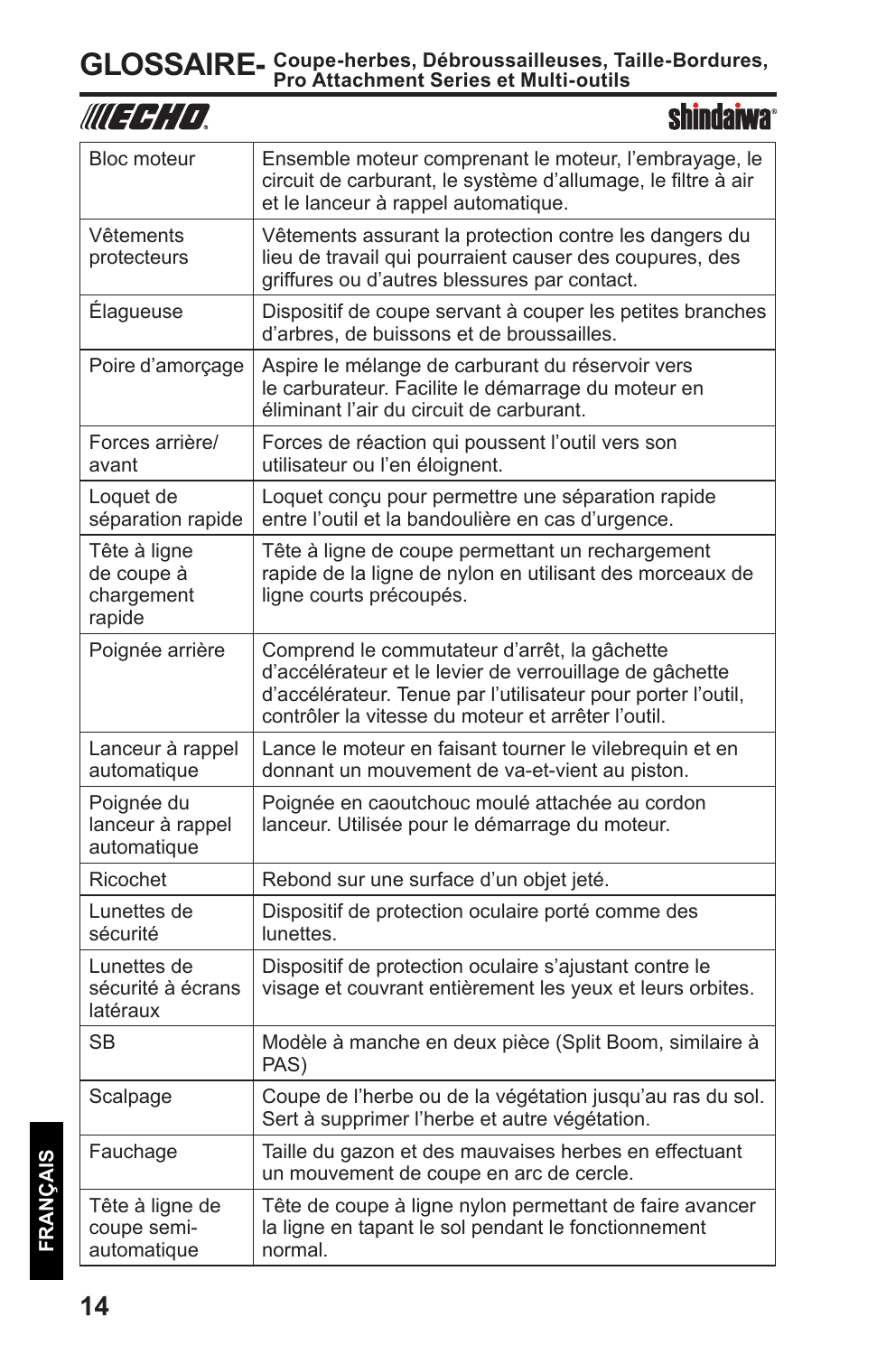# GLOSSAIRE- Coupe-herbes, Débroussailleuses, Taille-Bordures, Pro Attachment Series et Multi-outils

| Terme | Définition |
|---|---|
| Bloc moteur | Ensemble moteur comprenant le moteur, l'embrayage, le circuit de carburant, le système d'allumage, le filtre à air et le lanceur à rappel automatique. |
| Vêtements protecteurs | Vêtements assurant la protection contre les dangers du lieu de travail qui pourraient causer des coupures, des griffures ou d'autres blessures par contact. |
| Élagueuse | Dispositif de coupe servant à couper les petites branches d'arbres, de buissons et de broussailles. |
| Poire d'amorçage | Aspire le mélange de carburant du réservoir vers le carburateur. Facilite le démarrage du moteur en éliminant l'air du circuit de carburant. |
| Forces arrière/ avant | Forces de réaction qui poussent l'outil vers son utilisateur ou l'en éloignent. |
| Loquet de séparation rapide | Loquet conçu pour permettre une séparation rapide entre l'outil et la bandoulière en cas d'urgence. |
| Tête à ligne de coupe à chargement rapide | Tête à ligne de coupe permettant un rechargement rapide de la ligne de nylon en utilisant des morceaux de ligne courts précoupés. |
| Poignée arrière | Comprend le commutateur d'arrêt, la gâchette d'accélérateur et le levier de verrouillage de gâchette d'accélérateur. Tenue par l'utilisateur pour porter l'outil, contrôler la vitesse du moteur et arrêter l'outil. |
| Lanceur à rappel automatique | Lance le moteur en faisant tourner le vilebrequin et en donnant un mouvement de va-et-vient au piston. |
| Poignée du lanceur à rappel automatique | Poignée en caoutchouc moulé attachée au cordon lanceur. Utilisée pour le démarrage du moteur. |
| Ricochet | Rebond sur une surface d'un objet jeté. |
| Lunettes de sécurité | Dispositif de protection oculaire porté comme des lunettes. |
| Lunettes de sécurité à écrans latéraux | Dispositif de protection oculaire s'ajustant contre le visage et couvrant entièrement les yeux et leurs orbites. |
| SB | Modèle à manche en deux pièce (Split Boom, similaire à PAS) |
| Scalpage | Coupe de l'herbe ou de la végétation jusqu'au ras du sol. Sert à supprimer l'herbe et autre végétation. |
| Fauchage | Taille du gazon et des mauvaises herbes en effectuant un mouvement de coupe en arc de cercle. |
| Tête à ligne de coupe semi-automatique | Tête de coupe à ligne nylon permettant de faire avancer la ligne en tapant le sol pendant le fonctionnement normal. |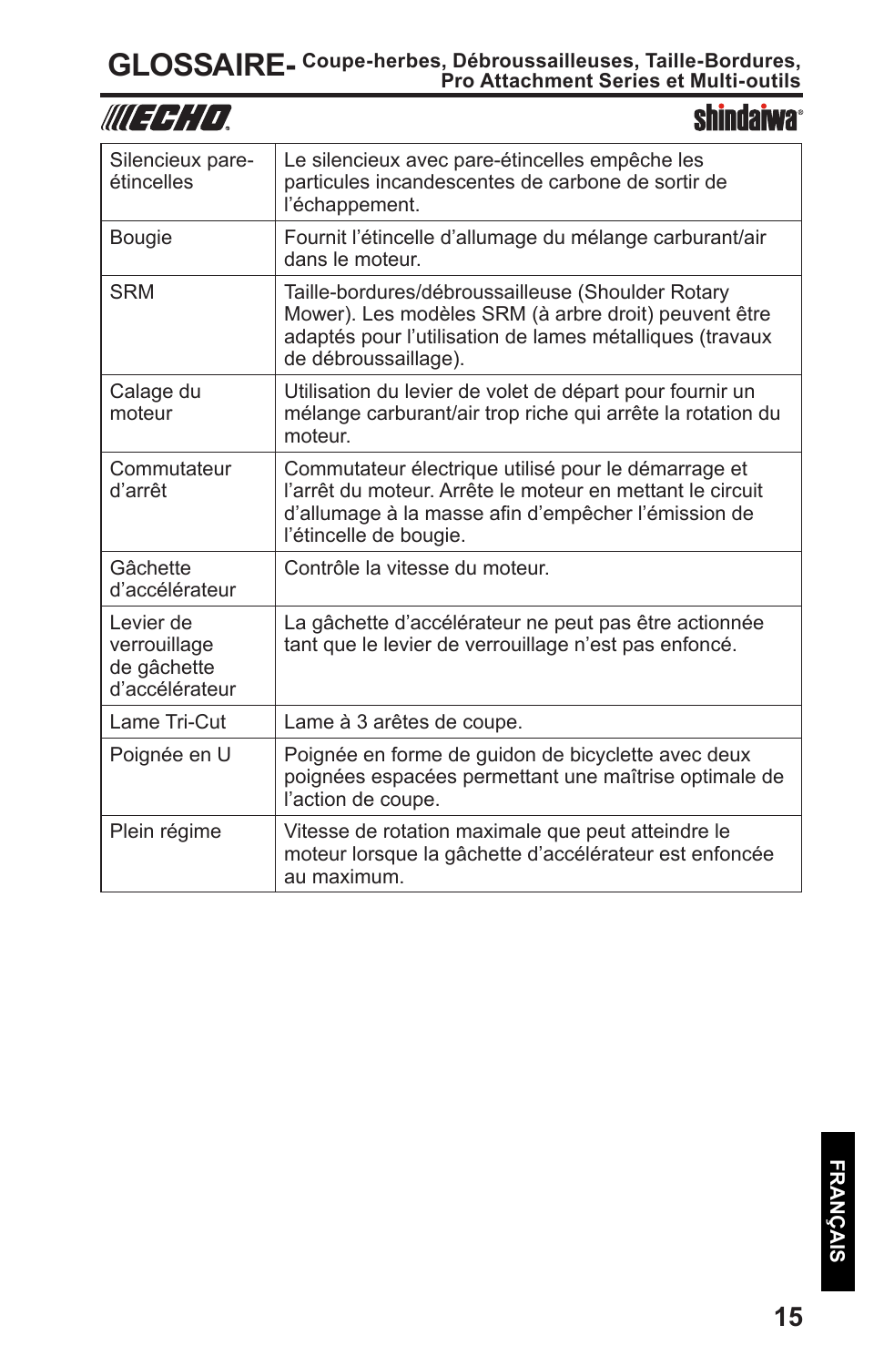# GLOSSAIRE- Coupe-herbes, Débroussailleuses, Taille-Bordures, Pro Attachment Series et Multi-outils

| | |
|---|---|
| Silencieux pare-étincelles | Le silencieux avec pare-étincelles empêche les particules incandescentes de carbone de sortir de l’échappement. |
| Bougie | Fournit l’étincelle d’allumage du mélange carburant/air dans le moteur. |
| SRM | Taille-bordures/débroussailleuse (Shoulder Rotary Mower). Les modèles SRM (à arbre droit) peuvent être adaptés pour l’utilisation de lames métalliques (travaux de débroussaillage). |
| Calage du moteur | Utilisation du levier de volet de départ pour fournir un mélange carburant/air trop riche qui arrête la rotation du moteur. |
| Commutateur d’arrêt | Commutateur électrique utilisé pour le démarrage et l’arrêt du moteur. Arrête le moteur en mettant le circuit d’allumage à la masse afin d’empêcher l’émission de l’étincelle de bougie. |
| Gâchette d’accélérateur | Contrôle la vitesse du moteur. |
| Levier de verrouillage de gâchette d’accélérateur | La gâchette d’accélérateur ne peut pas être actionnée tant que le levier de verrouillage n’est pas enfoncé. |
| Lame Tri-Cut | Lame à 3 arêtes de coupe. |
| Poignée en U | Poignée en forme de guidon de bicyclette avec deux poignées espacées permettant une maîtrise optimale de l’action de coupe. |
| Plein régime | Vitesse de rotation maximale que peut atteindre le moteur lorsque la gâchette d’accélérateur est enfoncée au maximum. |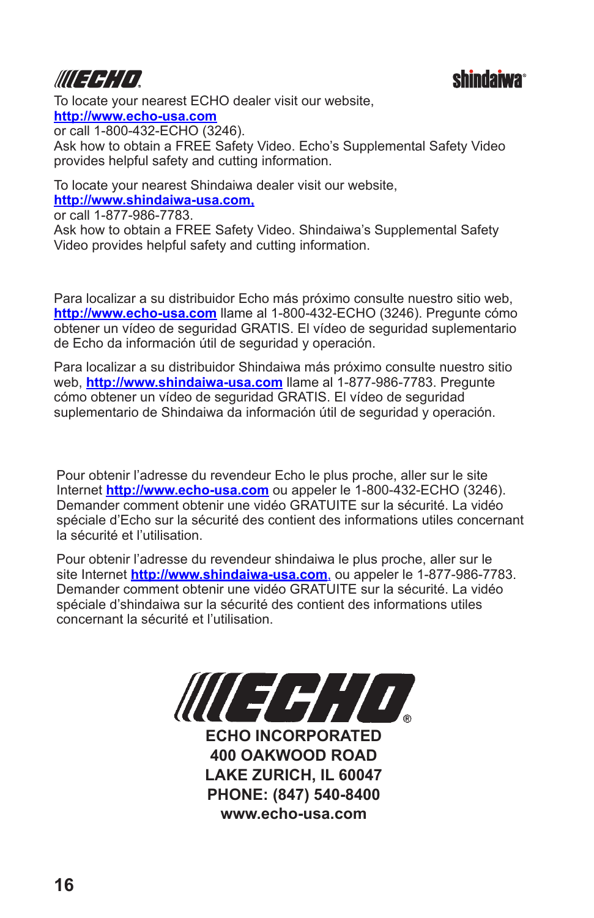To locate your nearest ECHO dealer visit our website,
http://www.echo-usa.com
or call 1-800-432-ECHO (3246).
Ask how to obtain a FREE Safety Video. Echo's Supplemental Safety Video provides helpful safety and cutting information.

To locate your nearest Shindaiwa dealer visit our website,
http://www.shindaiwa-usa.com,
or call 1-877-986-7783.
Ask how to obtain a FREE Safety Video. Shindaiwa's Supplemental Safety Video provides helpful safety and cutting information.

Para localizar a su distribuidor Echo más próximo consulte nuestro sitio web, http://www.echo-usa.com llame al 1-800-432-ECHO (3246). Pregunte cómo obtener un vídeo de seguridad GRATIS. El vídeo de seguridad suplementario de Echo da información útil de seguridad y operación.

Para localizar a su distribuidor Shindaiwa más próximo consulte nuestro sitio web, http://www.shindaiwa-usa.com llame al 1-877-986-7783. Pregunte cómo obtener un vídeo de seguridad GRATIS. El vídeo de seguridad suplementario de Shindaiwa da información útil de seguridad y operación.

Pour obtenir l'adresse du revendeur Echo le plus proche, aller sur le site Internet http://www.echo-usa.com ou appeler le 1-800-432-ECHO (3246). Demander comment obtenir une vidéo GRATUITE sur la sécurité. La vidéo spéciale d'Echo sur la sécurité des contient des informations utiles concernant la sécurité et l'utilisation.

Pour obtenir l'adresse du revendeur shindaiwa le plus proche, aller sur le site Internet http://www.shindaiwa-usa.com, ou appeler le 1-877-986-7783. Demander comment obtenir une vidéo GRATUITE sur la sécurité. La vidéo spéciale d'shindaiwa sur la sécurité des contient des informations utiles concernant la sécurité et l'utilisation.

**ECHO INCORPORATED**
**400 OAKWOOD ROAD**
**LAKE ZURICH, IL 60047**
**PHONE: (847) 540-8400**
**www.echo-usa.com**